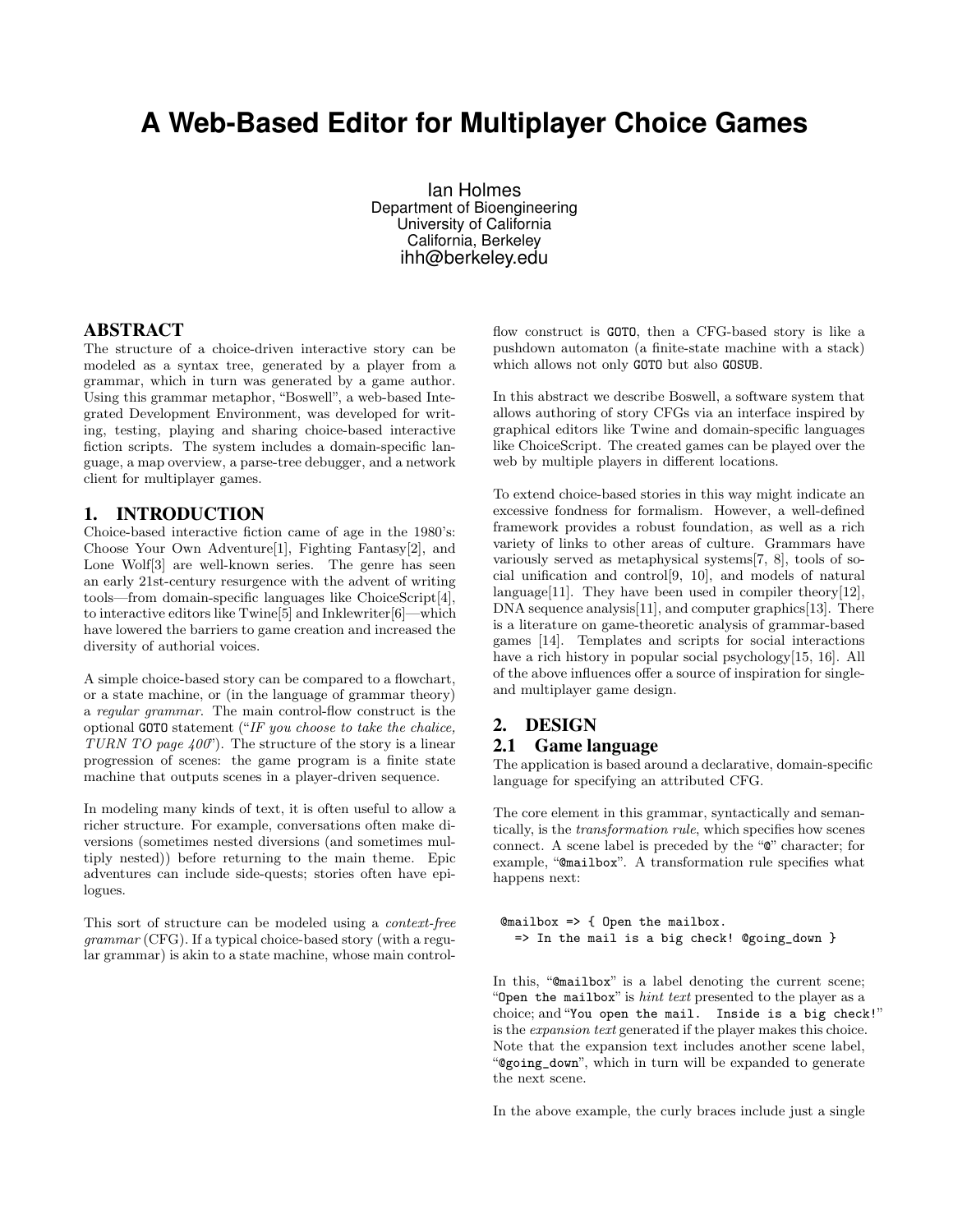# A Web-Based Editor for Multiplayer Choice Games

Ian Holmes
Department of Bioengineering
University of California
California, Berkeley
ihh@berkeley.edu

## ABSTRACT

The structure of a choice-driven interactive story can be modeled as a syntax tree, generated by a player from a grammar, which in turn was generated by a game author. Using this grammar metaphor, "Boswell", a web-based Integrated Development Environment, was developed for writing, testing, playing and sharing choice-based interactive fiction scripts. The system includes a domain-specific language, a map overview, a parse-tree debugger, and a network client for multiplayer games.

## 1. INTRODUCTION

Choice-based interactive fiction came of age in the 1980's: Choose Your Own Adventure[1], Fighting Fantasy[2], and Lone Wolf[3] are well-known series. The genre has seen an early 21st-century resurgence with the advent of writing tools—from domain-specific languages like ChoiceScript[4], to interactive editors like Twine[5] and Inklewriter[6]—which have lowered the barriers to game creation and increased the diversity of authorial voices.

A simple choice-based story can be compared to a flowchart, or a state machine, or (in the language of grammar theory) a *regular grammar*. The main control-flow construct is the optional `GOTO` statement ("*IF you choose to take the chalice, TURN TO page 400*"). The structure of the story is a linear progression of scenes: the game program is a finite state machine that outputs scenes in a player-driven sequence.

In modeling many kinds of text, it is often useful to allow a richer structure. For example, conversations often make diversions (sometimes nested diversions (and sometimes multiply nested)) before returning to the main theme. Epic adventures can include side-quests; stories often have epilogues.

This sort of structure can be modeled using a *context-free grammar* (CFG). If a typical choice-based story (with a regular grammar) is akin to a state machine, whose main control-flow construct is `GOTO`, then a CFG-based story is like a pushdown automaton (a finite-state machine with a stack) which allows not only `GOTO` but also `GOSUB`.

In this abstract we describe Boswell, a software system that allows authoring of story CFGs via an interface inspired by graphical editors like Twine and domain-specific languages like ChoiceScript. The created games can be played over the web by multiple players in different locations.

To extend choice-based stories in this way might indicate an excessive fondness for formalism. However, a well-defined framework provides a robust foundation, as well as a rich variety of links to other areas of culture. Grammars have variously served as metaphysical systems[7, 8], tools of social unification and control[9, 10], and models of natural language[11]. They have been used in compiler theory[12], DNA sequence analysis[11], and computer graphics[13]. There is a literature on game-theoretic analysis of grammar-based games [14]. Templates and scripts for social interactions have a rich history in popular social psychology[15, 16]. All of the above influences offer a source of inspiration for single- and multiplayer game design.

## 2. DESIGN

### 2.1 Game language

The application is based around a declarative, domain-specific language for specifying an attributed CFG.

The core element in this grammar, syntactically and semantically, is the *transformation rule*, which specifies how scenes connect. A scene label is preceded by the "`@`" character; for example, "`@mailbox`". A transformation rule specifies what happens next:

```
@mailbox => { Open the mailbox.
  => In the mail is a big check! @going_down }
```

In this, "`@mailbox`" is a label denoting the current scene; "`Open the mailbox`" is *hint text* presented to the player as a choice; and "`You open the mail. Inside is a big check!`" is the *expansion text* generated if the player makes this choice. Note that the expansion text includes another scene label, "`@going_down`", which in turn will be expanded to generate the next scene.

In the above example, the curly braces include just a single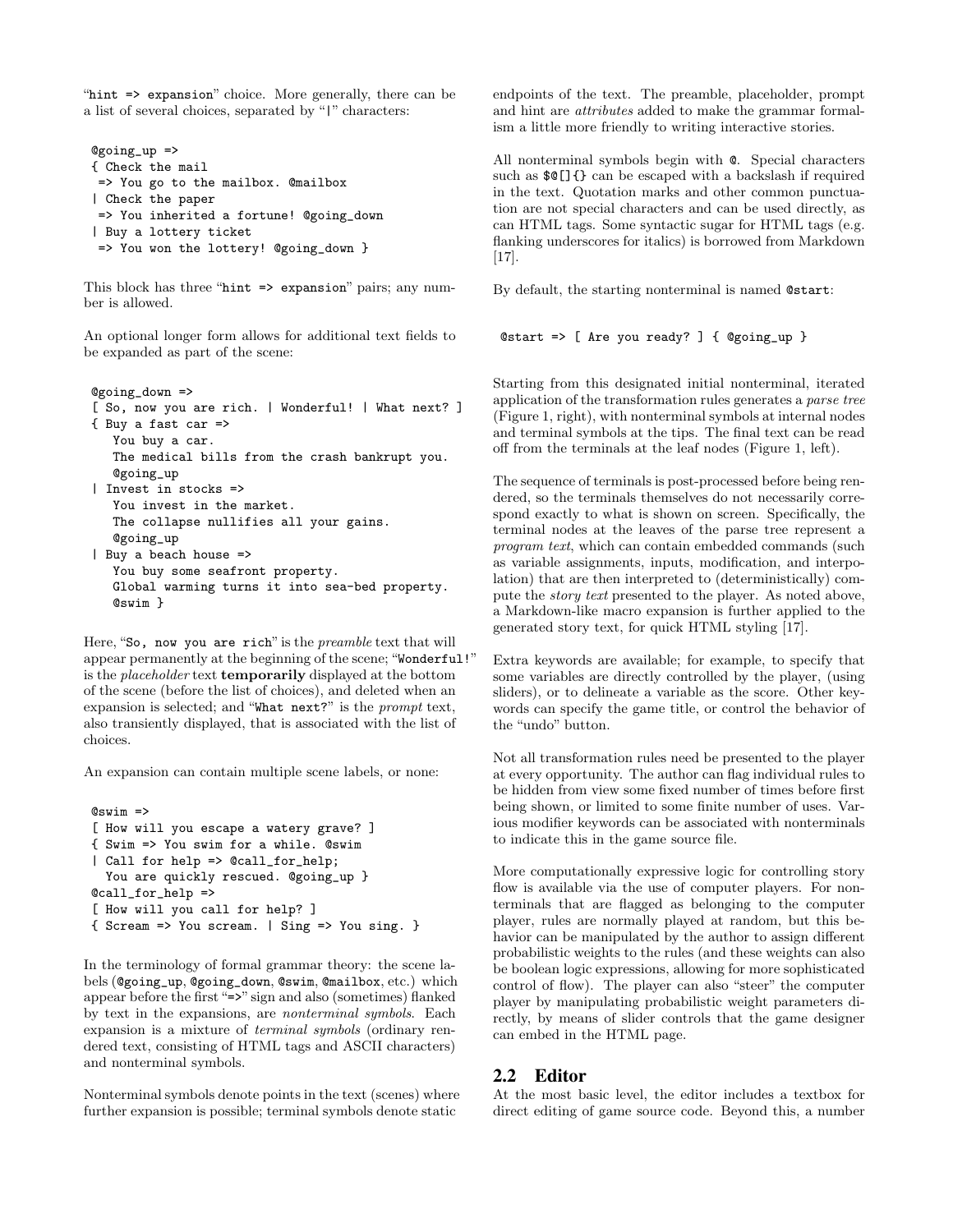"`hint => expansion`" choice. More generally, there can be a list of several choices, separated by "`|`" characters:

```
@going_up =>
{ Check the mail
 => You go to the mailbox. @mailbox
| Check the paper
 => You inherited a fortune! @going_down
| Buy a lottery ticket
 => You won the lottery! @going_down }
```

This block has three "`hint => expansion`" pairs; any number is allowed.

An optional longer form allows for additional text fields to be expanded as part of the scene:

```
@going_down =>
[ So, now you are rich. | Wonderful! | What next? ]
{ Buy a fast car =>
   You buy a car.
   The medical bills from the crash bankrupt you.
   @going_up
| Invest in stocks =>
   You invest in the market.
   The collapse nullifies all your gains.
   @going_up
| Buy a beach house =>
   You buy some seafront property.
   Global warming turns it into sea-bed property.
   @swim }
```

Here, "`So, now you are rich`" is the *preamble* text that will appear permanently at the beginning of the scene; "`Wonderful!`" is the *placeholder* text **temporarily** displayed at the bottom of the scene (before the list of choices), and deleted when an expansion is selected; and "`What next?`" is the *prompt* text, also transiently displayed, that is associated with the list of choices.

An expansion can contain multiple scene labels, or none:

```
@swim =>
[ How will you escape a watery grave? ]
{ Swim => You swim for a while. @swim
| Call for help => @call_for_help;
  You are quickly rescued. @going_up }
@call_for_help =>
[ How will you call for help? ]
{ Scream => You scream. | Sing => You sing. }
```

In the terminology of formal grammar theory: the scene labels (`@going_up`, `@going_down`, `@swim`, `@mailbox`, etc.) which appear before the first "`=>`" sign and also (sometimes) flanked by text in the expansions, are *nonterminal symbols*. Each expansion is a mixture of *terminal symbols* (ordinary rendered text, consisting of HTML tags and ASCII characters) and nonterminal symbols.

Nonterminal symbols denote points in the text (scenes) where further expansion is possible; terminal symbols denote static endpoints of the text. The preamble, placeholder, prompt and hint are *attributes* added to make the grammar formalism a little more friendly to writing interactive stories.

All nonterminal symbols begin with `@`. Special characters such as `$@[]{}` can be escaped with a backslash if required in the text. Quotation marks and other common punctuation are not special characters and can be used directly, as can HTML tags. Some syntactic sugar for HTML tags (e.g. flanking underscores for italics) is borrowed from Markdown [17].

By default, the starting nonterminal is named `@start`:

```
@start => [ Are you ready? ] { @going_up }
```

Starting from this designated initial nonterminal, iterated application of the transformation rules generates a *parse tree* (Figure 1, right), with nonterminal symbols at internal nodes and terminal symbols at the tips. The final text can be read off from the terminals at the leaf nodes (Figure 1, left).

The sequence of terminals is post-processed before being rendered, so the terminals themselves do not necessarily correspond exactly to what is shown on screen. Specifically, the terminal nodes at the leaves of the parse tree represent a *program text*, which can contain embedded commands (such as variable assignments, inputs, modification, and interpolation) that are then interpreted to (deterministically) compute the *story text* presented to the player. As noted above, a Markdown-like macro expansion is further applied to the generated story text, for quick HTML styling [17].

Extra keywords are available; for example, to specify that some variables are directly controlled by the player, (using sliders), or to delineate a variable as the score. Other keywords can specify the game title, or control the behavior of the "undo" button.

Not all transformation rules need be presented to the player at every opportunity. The author can flag individual rules to be hidden from view some fixed number of times before first being shown, or limited to some finite number of uses. Various modifier keywords can be associated with nonterminals to indicate this in the game source file.

More computationally expressive logic for controlling story flow is available via the use of computer players. For nonterminals that are flagged as belonging to the computer player, rules are normally played at random, but this behavior can be manipulated by the author to assign different probabilistic weights to the rules (and these weights can also be boolean logic expressions, allowing for more sophisticated control of flow). The player can also "steer" the computer player by manipulating probabilistic weight parameters directly, by means of slider controls that the game designer can embed in the HTML page.

## 2.2 Editor

At the most basic level, the editor includes a textbox for direct editing of game source code. Beyond this, a number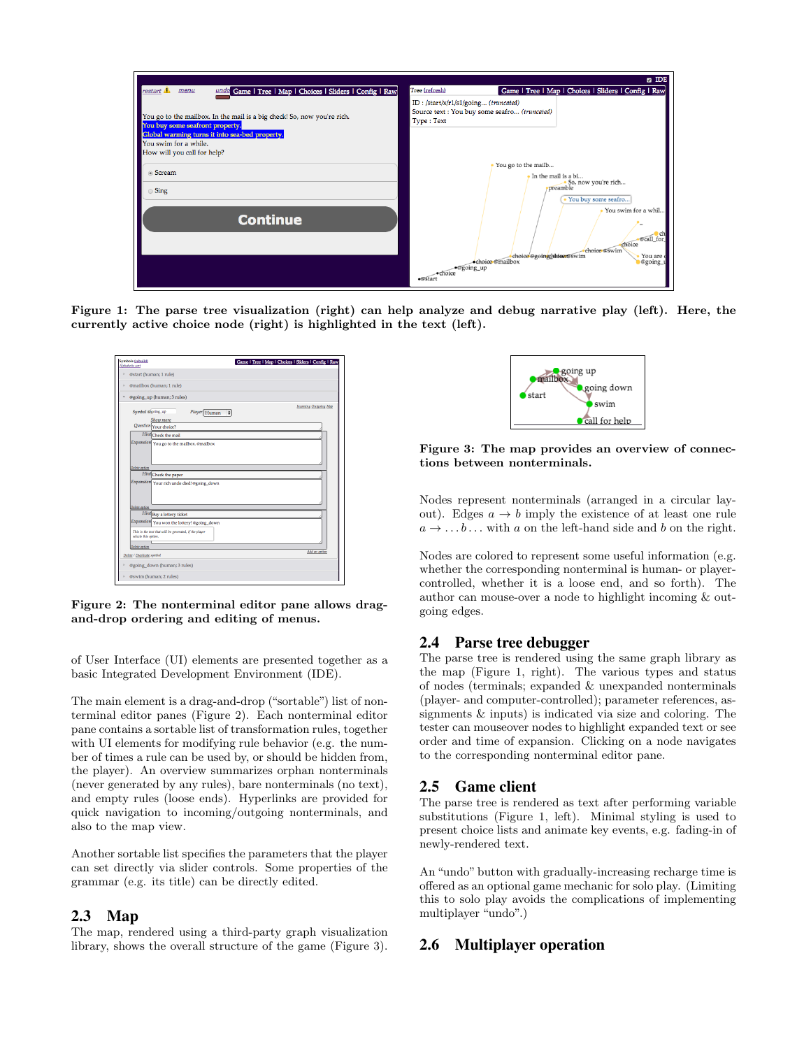Figure 1: The parse tree visualization (right) can help analyze and debug narrative play (left). Here, the currently active choice node (right) is highlighted in the text (left).

Figure 2: The nonterminal editor pane allows drag-and-drop ordering and editing of menus.

of User Interface (UI) elements are presented together as a basic Integrated Development Environment (IDE).

The main element is a drag-and-drop ("sortable") list of nonterminal editor panes (Figure 2). Each nonterminal editor pane contains a sortable list of transformation rules, together with UI elements for modifying rule behavior (e.g. the number of times a rule can be used by, or should be hidden from, the player). An overview summarizes orphan nonterminals (never generated by any rules), bare nonterminals (no text), and empty rules (loose ends). Hyperlinks are provided for quick navigation to incoming/outgoing nonterminals, and also to the map view.

Another sortable list specifies the parameters that the player can set directly via slider controls. Some properties of the grammar (e.g. its title) can be directly edited.

## 2.3 Map

The map, rendered using a third-party graph visualization library, shows the overall structure of the game (Figure 3).

Figure 3: The map provides an overview of connections between nonterminals.

Nodes represent nonterminals (arranged in a circular layout). Edges $a \to b$ imply the existence of at least one rule $a \to \ldots b \ldots$ with $a$ on the left-hand side and $b$ on the right.

Nodes are colored to represent some useful information (e.g. whether the corresponding nonterminal is human- or player-controlled, whether it is a loose end, and so forth). The author can mouse-over a node to highlight incoming & outgoing edges.

## 2.4 Parse tree debugger

The parse tree is rendered using the same graph library as the map (Figure 1, right). The various types and status of nodes (terminals; expanded & unexpanded nonterminals (player- and computer-controlled); parameter references, assignments & inputs) is indicated via size and coloring. The tester can mouseover nodes to highlight expanded text or see order and time of expansion. Clicking on a node navigates to the corresponding nonterminal editor pane.

## 2.5 Game client

The parse tree is rendered as text after performing variable substitutions (Figure 1, left). Minimal styling is used to present choice lists and animate key events, e.g. fading-in of newly-rendered text.

An "undo" button with gradually-increasing recharge time is offered as an optional game mechanic for solo play. (Limiting this to solo play avoids the complications of implementing multiplayer "undo".)

## 2.6 Multiplayer operation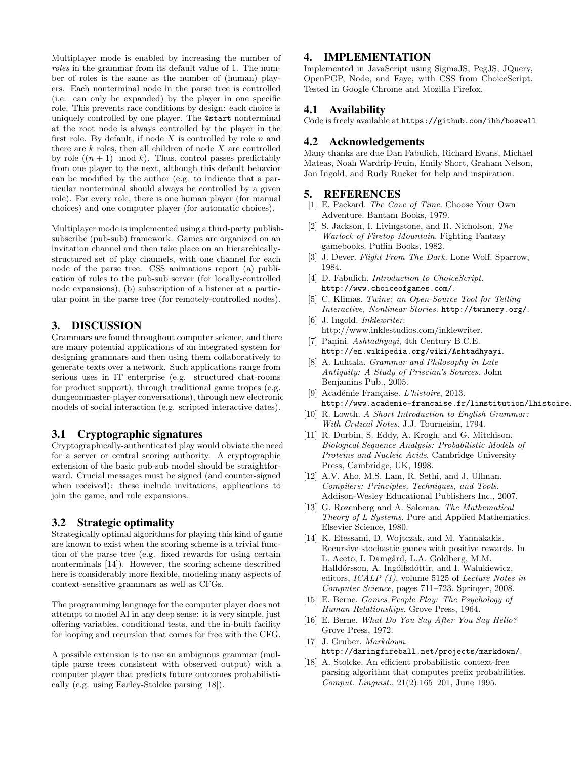Multiplayer mode is enabled by increasing the number of *roles* in the grammar from its default value of 1. The number of roles is the same as the number of (human) players. Each nonterminal node in the parse tree is controlled (i.e. can only be expanded) by the player in one specific role. This prevents race conditions by design: each choice is uniquely controlled by one player. The `@start` nonterminal at the root node is always controlled by the player in the first role. By default, if node $X$ is controlled by role $n$ and there are $k$ roles, then all children of node $X$ are controlled by role $((n + 1) \mod k)$. Thus, control passes predictably from one player to the next, although this default behavior can be modified by the author (e.g. to indicate that a particular nonterminal should always be controlled by a given role). For every role, there is one human player (for manual choices) and one computer player (for automatic choices).

Multiplayer mode is implemented using a third-party publish-subscribe (pub-sub) framework. Games are organized on an invitation channel and then take place on an hierarchically-structured set of play channels, with one channel for each node of the parse tree. CSS animations report (a) publication of rules to the pub-sub server (for locally-controlled node expansions), (b) subscription of a listener at a particular point in the parse tree (for remotely-controlled nodes).

# 3. DISCUSSION

Grammars are found throughout computer science, and there are many potential applications of an integrated system for designing grammars and then using them collaboratively to generate texts over a network. Such applications range from serious uses in IT enterprise (e.g. structured chat-rooms for product support), through traditional game tropes (e.g. dungeonmaster-player conversations), through new electronic models of social interaction (e.g. scripted interactive dates).

## 3.1 Cryptographic signatures

Cryptographically-authenticated play would obviate the need for a server or central scoring authority. A cryptographic extension of the basic pub-sub model should be straightforward. Crucial messages must be signed (and counter-signed when received): these include invitations, applications to join the game, and rule expansions.

## 3.2 Strategic optimality

Strategically optimal algorithms for playing this kind of game are known to exist when the scoring scheme is a trivial function of the parse tree (e.g. fixed rewards for using certain nonterminals [14]). However, the scoring scheme described here is considerably more flexible, modeling many aspects of context-sensitive grammars as well as CFGs.

The programming language for the computer player does not attempt to model AI in any deep sense: it is very simple, just offering variables, conditional tests, and the in-built facility for looping and recursion that comes for free with the CFG.

A possible extension is to use an ambiguous grammar (multiple parse trees consistent with observed output) with a computer player that predicts future outcomes probabilistically (e.g. using Earley-Stolcke parsing [18]).

# 4. IMPLEMENTATION

Implemented in JavaScript using SigmaJS, PegJS, JQuery, OpenPGP, Node, and Faye, with CSS from ChoiceScript. Tested in Google Chrome and Mozilla Firefox.

## 4.1 Availability

Code is freely available at `https://github.com/ihh/boswell`

## 4.2 Acknowledgements

Many thanks are due Dan Fabulich, Richard Evans, Michael Mateas, Noah Wardrip-Fruin, Emily Short, Graham Nelson, Jon Ingold, and Rudy Rucker for help and inspiration.

# 5. REFERENCES

[1] E. Packard. *The Cave of Time*. Choose Your Own Adventure. Bantam Books, 1979.

[2] S. Jackson, I. Livingstone, and R. Nicholson. *The Warlock of Firetop Mountain*. Fighting Fantasy gamebooks. Puffin Books, 1982.

[3] J. Dever. *Flight From The Dark*. Lone Wolf. Sparrow, 1984.

[4] D. Fabulich. *Introduction to ChoiceScript*. `http://www.choiceofgames.com/`.

[5] C. Klimas. *Twine: an Open-Source Tool for Telling Interactive, Nonlinear Stories*. `http://twinery.org/`.

[6] J. Ingold. *Inklewriter*. http://www.inklestudios.com/inklewriter.

[7] Pāṇini. *Ashtadhyayi*, 4th Century B.C.E. `http://en.wikipedia.org/wiki/Ashtadhyayi`.

[8] A. Luhtala. *Grammar and Philosophy in Late Antiquity: A Study of Priscian's Sources*. John Benjamins Pub., 2005.

[9] Académie Française. *L'histoire*, 2013. `http://www.academie-francaise.fr/linstitution/lhistoire`.

[10] R. Lowth. *A Short Introduction to English Grammar: With Critical Notes*. J.J. Tourneisin, 1794.

[11] R. Durbin, S. Eddy, A. Krogh, and G. Mitchison. *Biological Sequence Analysis: Probabilistic Models of Proteins and Nucleic Acids*. Cambridge University Press, Cambridge, UK, 1998.

[12] A.V. Aho, M.S. Lam, R. Sethi, and J. Ullman. *Compilers: Principles, Techniques, and Tools*. Addison-Wesley Educational Publishers Inc., 2007.

[13] G. Rozenberg and A. Salomaa. *The Mathematical Theory of L Systems*. Pure and Applied Mathematics. Elsevier Science, 1980.

[14] K. Etessami, D. Wojtczak, and M. Yannakakis. Recursive stochastic games with positive rewards. In L. Aceto, I. Damgård, L.A. Goldberg, M.M. Halldórsson, A. Ingólfsdóttir, and I. Walukiewicz, editors, *ICALP (1)*, volume 5125 of *Lecture Notes in Computer Science*, pages 711–723. Springer, 2008.

[15] E. Berne. *Games People Play: The Psychology of Human Relationships*. Grove Press, 1964.

[16] E. Berne. *What Do You Say After You Say Hello?* Grove Press, 1972.

[17] J. Gruber. *Markdown*. `http://daringfireball.net/projects/markdown/`.

[18] A. Stolcke. An efficient probabilistic context-free parsing algorithm that computes prefix probabilities. *Comput. Linguist.*, 21(2):165–201, June 1995.